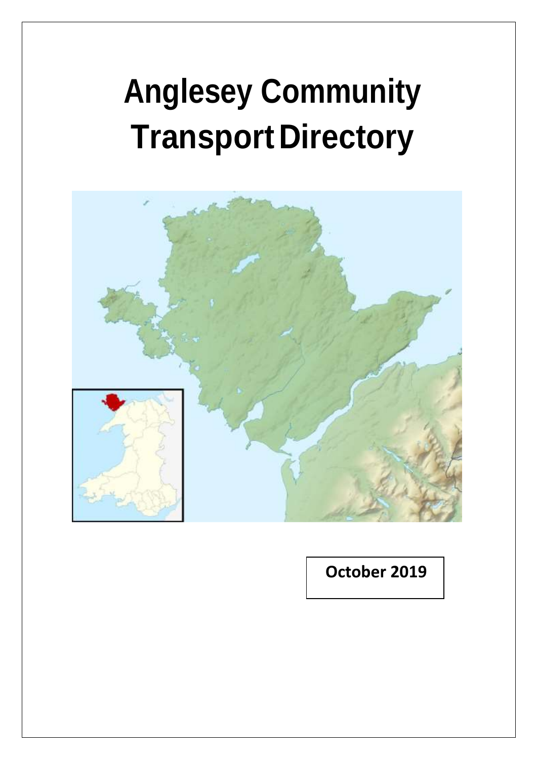# Anglesey Community Transport Directory

**October 2019**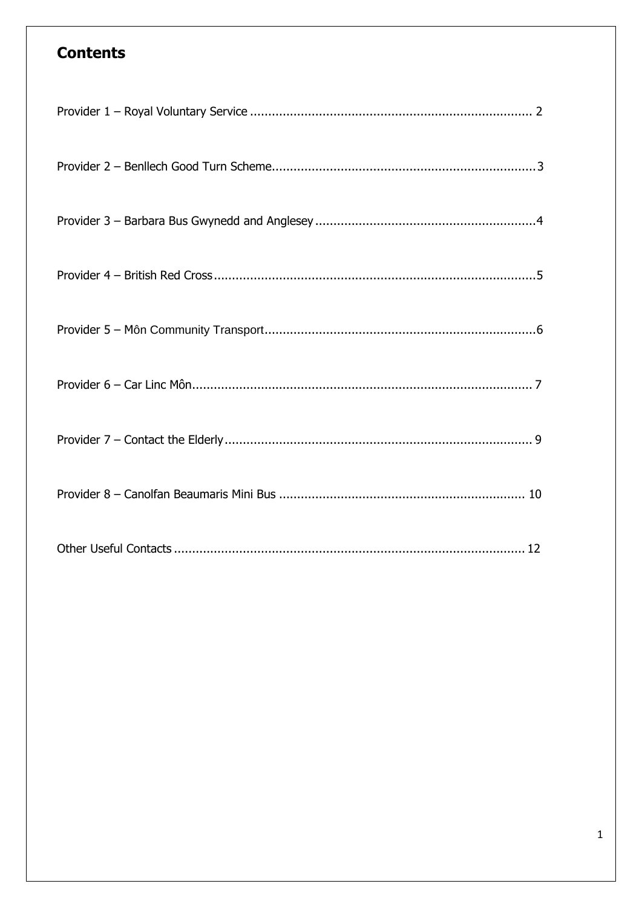## Contents

Provider 1 – Royal Voluntary Service .......... 2

Provider 2 – Benllech Good Turn Scheme .......... 3

Provider 3 – Barbara Bus Gwynedd and Anglesey .......... 4

Provider 4 – British Red Cross .......... 5

Provider 5 – Môn Community Transport .......... 6

Provider 6 – Car Linc Môn .......... 7

Provider 7 – Contact the Elderly .......... 9

Provider 8 – Canolfan Beaumaris Mini Bus .......... 10

Other Useful Contacts .......... 12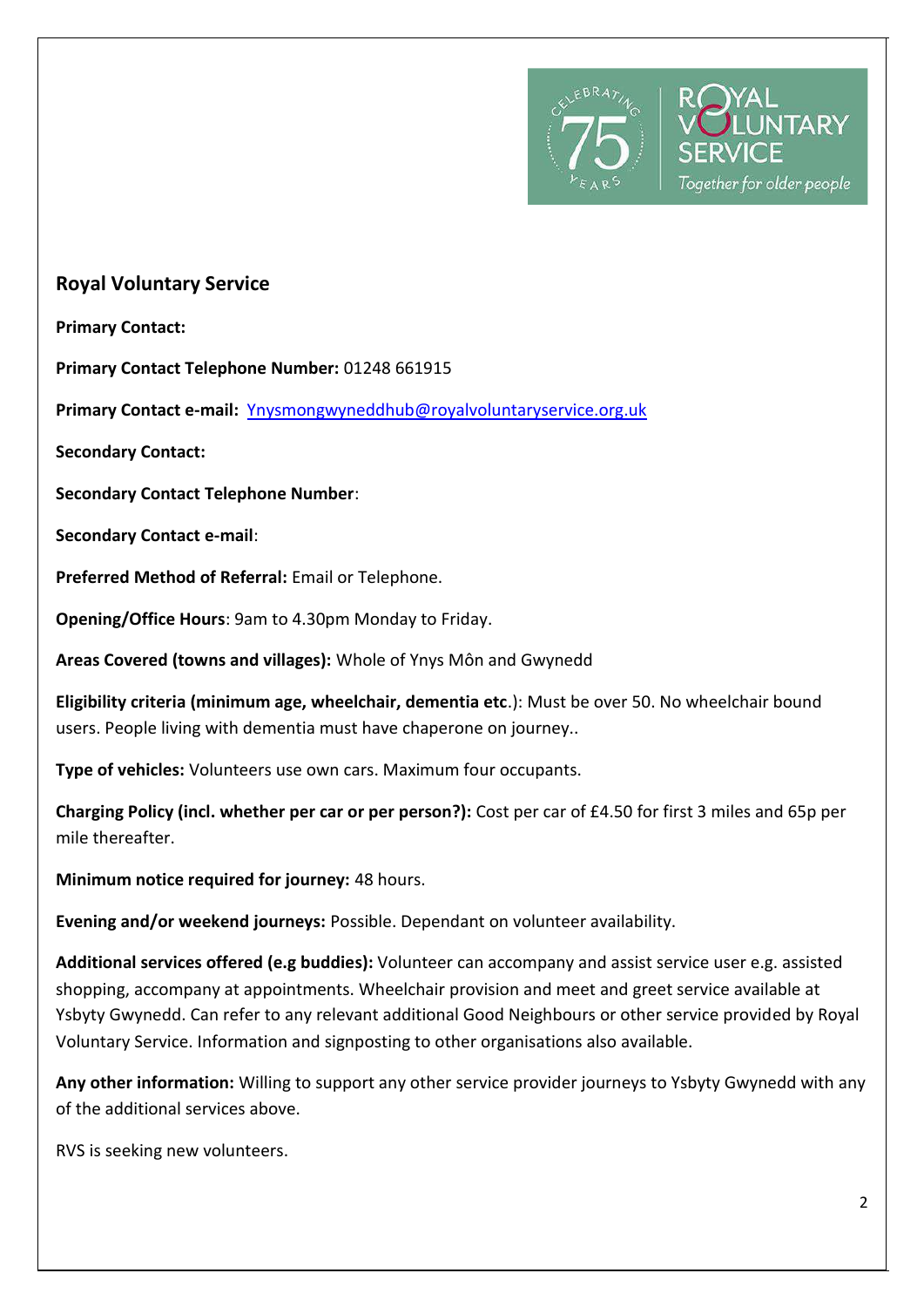## Royal Voluntary Service

**Primary Contact:**

**Primary Contact Telephone Number:** 01248 661915

**Primary Contact e-mail:** Ynysmongwyneddhub@royalvoluntaryservice.org.uk

**Secondary Contact:**

**Secondary Contact Telephone Number**:

**Secondary Contact e-mail**:

**Preferred Method of Referral:** Email or Telephone.

**Opening/Office Hours**: 9am to 4.30pm Monday to Friday.

**Areas Covered (towns and villages):** Whole of Ynys Môn and Gwynedd

**Eligibility criteria (minimum age, wheelchair, dementia etc**.): Must be over 50. No wheelchair bound users. People living with dementia must have chaperone on journey..

**Type of vehicles:** Volunteers use own cars. Maximum four occupants.

**Charging Policy (incl. whether per car or per person?):** Cost per car of £4.50 for first 3 miles and 65p per mile thereafter.

**Minimum notice required for journey:** 48 hours.

**Evening and/or weekend journeys:** Possible. Dependant on volunteer availability.

**Additional services offered (e.g buddies):** Volunteer can accompany and assist service user e.g. assisted shopping, accompany at appointments. Wheelchair provision and meet and greet service available at Ysbyty Gwynedd. Can refer to any relevant additional Good Neighbours or other service provided by Royal Voluntary Service. Information and signposting to other organisations also available.

**Any other information:** Willing to support any other service provider journeys to Ysbyty Gwynedd with any of the additional services above.

RVS is seeking new volunteers.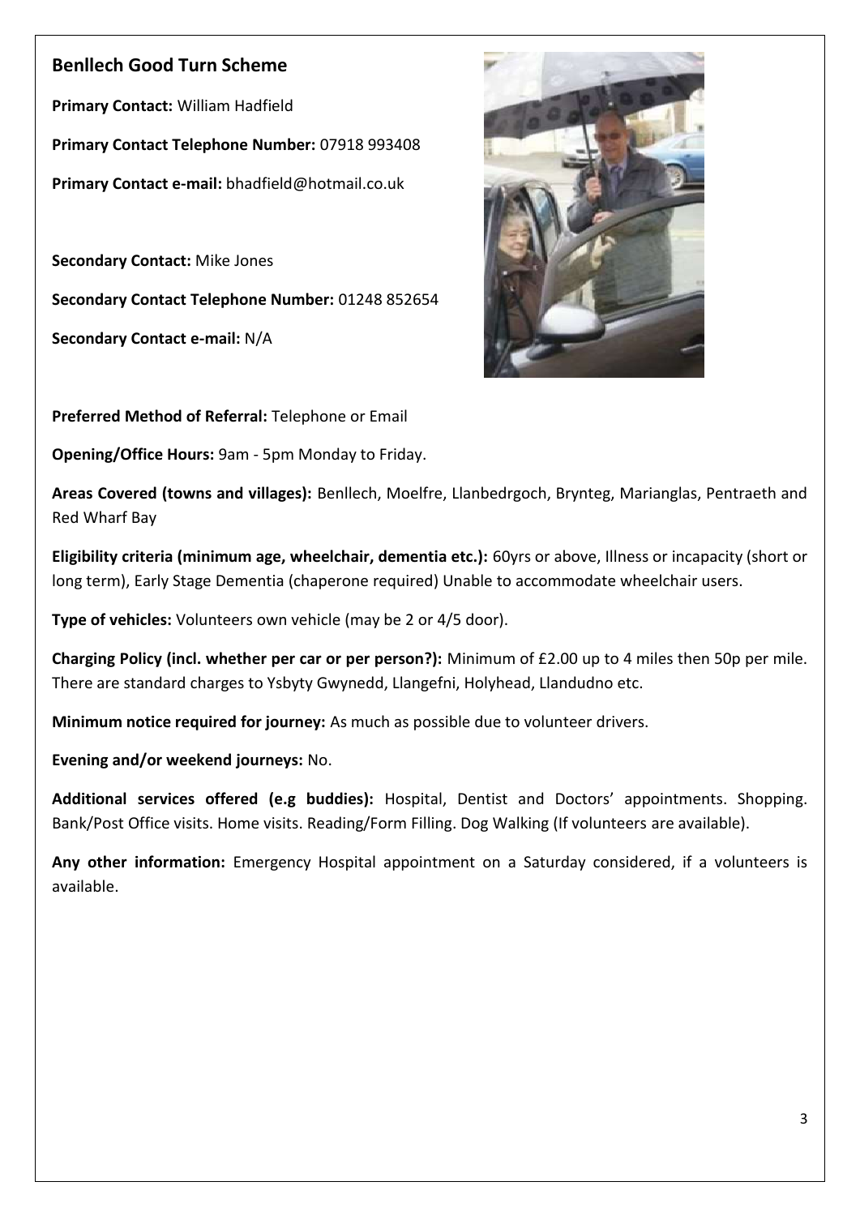## Benllech Good Turn Scheme

**Primary Contact:** William Hadfield

**Primary Contact Telephone Number:** 07918 993408

**Primary Contact e-mail:** bhadfield@hotmail.co.uk

**Secondary Contact:** Mike Jones

**Secondary Contact Telephone Number:** 01248 852654

**Secondary Contact e-mail:** N/A

**Preferred Method of Referral:** Telephone or Email

**Opening/Office Hours:** 9am - 5pm Monday to Friday.

**Areas Covered (towns and villages):** Benllech, Moelfre, Llanbedrgoch, Brynteg, Marianglas, Pentraeth and Red Wharf Bay

**Eligibility criteria (minimum age, wheelchair, dementia etc.):** 60yrs or above, Illness or incapacity (short or long term), Early Stage Dementia (chaperone required) Unable to accommodate wheelchair users.

**Type of vehicles:** Volunteers own vehicle (may be 2 or 4/5 door).

**Charging Policy (incl. whether per car or per person?):** Minimum of £2.00 up to 4 miles then 50p per mile. There are standard charges to Ysbyty Gwynedd, Llangefni, Holyhead, Llandudno etc.

**Minimum notice required for journey:** As much as possible due to volunteer drivers.

**Evening and/or weekend journeys:** No.

**Additional services offered (e.g buddies):** Hospital, Dentist and Doctors' appointments. Shopping. Bank/Post Office visits. Home visits. Reading/Form Filling. Dog Walking (If volunteers are available).

**Any other information:** Emergency Hospital appointment on a Saturday considered, if a volunteers is available.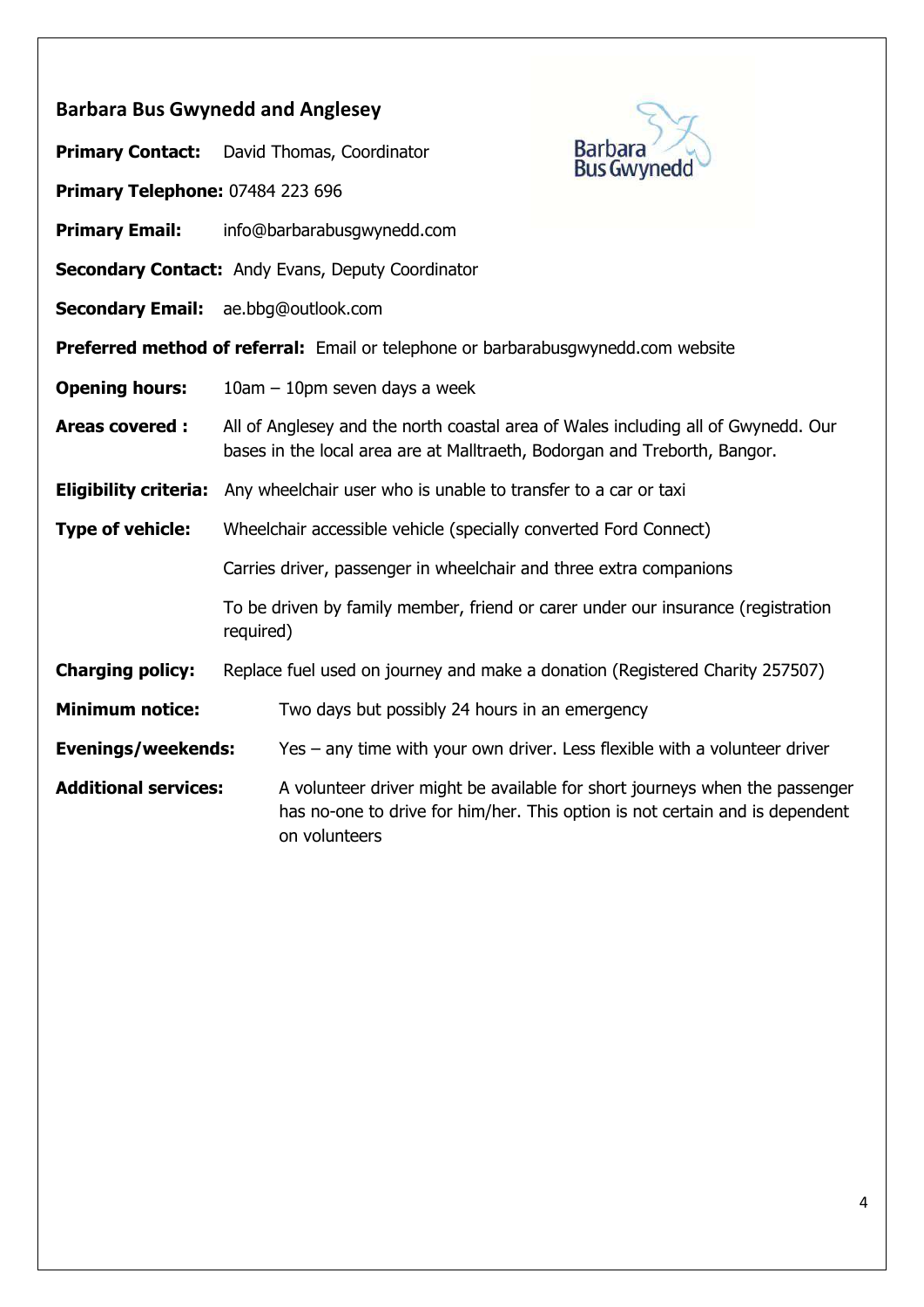## Barbara Bus Gwynedd and Anglesey

**Primary Contact:** David Thomas, Coordinator

**Primary Telephone:** 07484 223 696

**Primary Email:** info@barbarabusgwynedd.com

**Secondary Contact:** Andy Evans, Deputy Coordinator

**Secondary Email:** ae.bbg@outlook.com

**Preferred method of referral:** Email or telephone or barbarabusgwynedd.com website

**Opening hours:** 10am – 10pm seven days a week

**Areas covered :** All of Anglesey and the north coastal area of Wales including all of Gwynedd. Our bases in the local area are at Malltraeth, Bodorgan and Treborth, Bangor.

**Eligibility criteria:** Any wheelchair user who is unable to transfer to a car or taxi

**Type of vehicle:** Wheelchair accessible vehicle (specially converted Ford Connect)

Carries driver, passenger in wheelchair and three extra companions

To be driven by family member, friend or carer under our insurance (registration required)

**Charging policy:** Replace fuel used on journey and make a donation (Registered Charity 257507)

**Minimum notice:** Two days but possibly 24 hours in an emergency

**Evenings/weekends:** Yes – any time with your own driver. Less flexible with a volunteer driver

**Additional services:** A volunteer driver might be available for short journeys when the passenger has no-one to drive for him/her. This option is not certain and is dependent on volunteers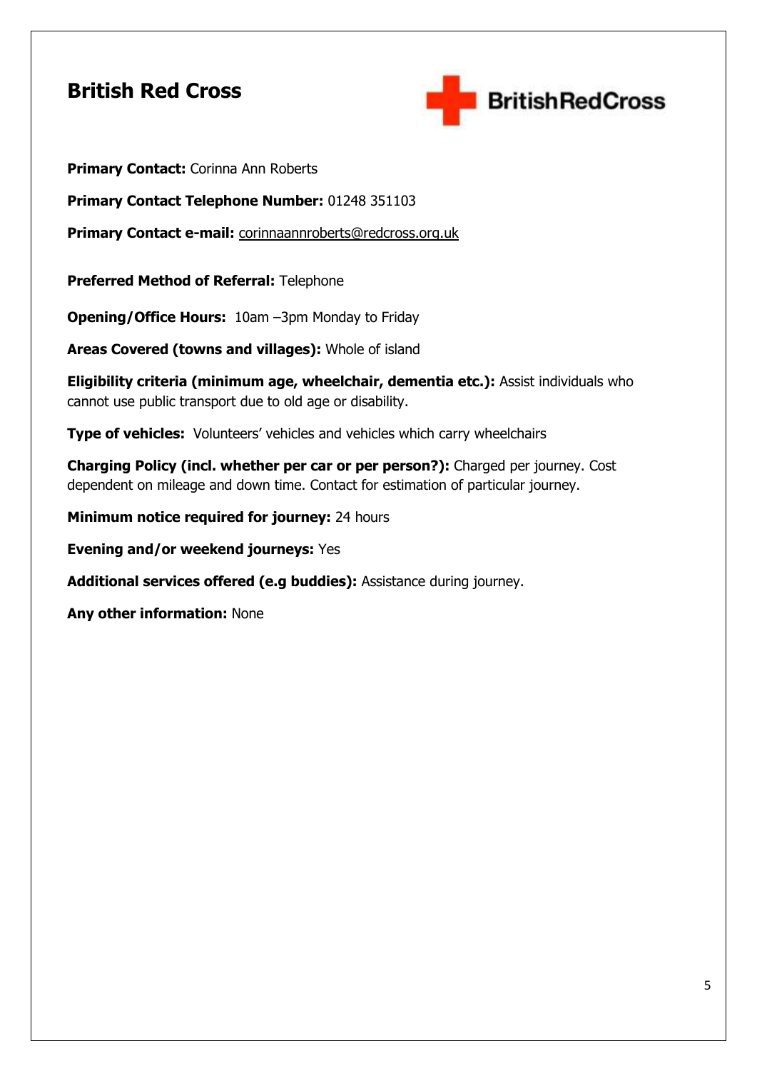## British Red Cross

**Primary Contact:** Corinna Ann Roberts

**Primary Contact Telephone Number:** 01248 351103

**Primary Contact e-mail:** corinnaannroberts@redcross.org.uk

**Preferred Method of Referral:** Telephone

**Opening/Office Hours:** 10am –3pm Monday to Friday

**Areas Covered (towns and villages):** Whole of island

**Eligibility criteria (minimum age, wheelchair, dementia etc.):** Assist individuals who cannot use public transport due to old age or disability.

**Type of vehicles:** Volunteers' vehicles and vehicles which carry wheelchairs

**Charging Policy (incl. whether per car or per person?):** Charged per journey. Cost dependent on mileage and down time. Contact for estimation of particular journey.

**Minimum notice required for journey:** 24 hours

**Evening and/or weekend journeys:** Yes

**Additional services offered (e.g buddies):** Assistance during journey.

**Any other information:** None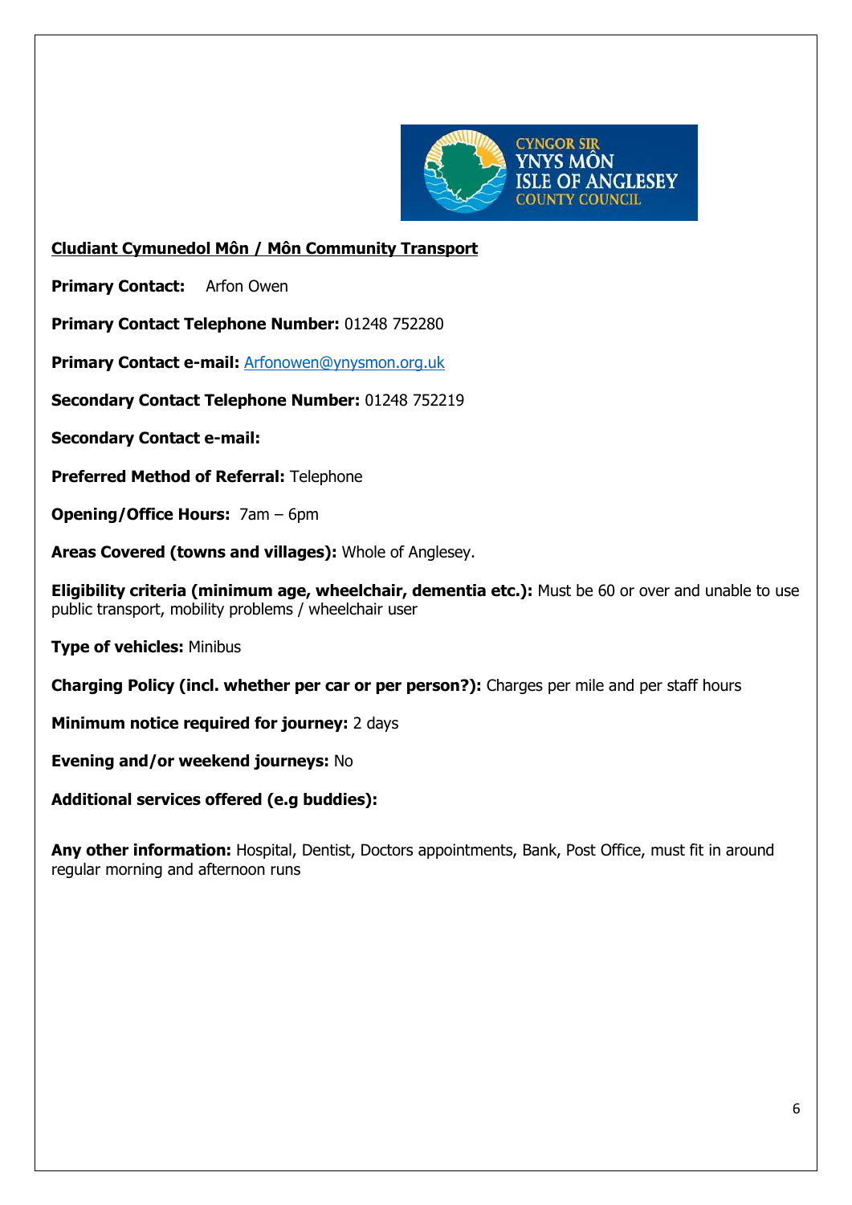**Cludiant Cymunedol Môn / Môn Community Transport**

**Primary Contact:** Arfon Owen

**Primary Contact Telephone Number:** 01248 752280

**Primary Contact e-mail:** Arfonowen@ynysmon.org.uk

**Secondary Contact Telephone Number:** 01248 752219

**Secondary Contact e-mail:**

**Preferred Method of Referral:** Telephone

**Opening/Office Hours:** 7am – 6pm

**Areas Covered (towns and villages):** Whole of Anglesey.

**Eligibility criteria (minimum age, wheelchair, dementia etc.):** Must be 60 or over and unable to use public transport, mobility problems / wheelchair user

**Type of vehicles:** Minibus

**Charging Policy (incl. whether per car or per person?):** Charges per mile and per staff hours

**Minimum notice required for journey:** 2 days

**Evening and/or weekend journeys:** No

**Additional services offered (e.g buddies):**

**Any other information:** Hospital, Dentist, Doctors appointments, Bank, Post Office, must fit in around regular morning and afternoon runs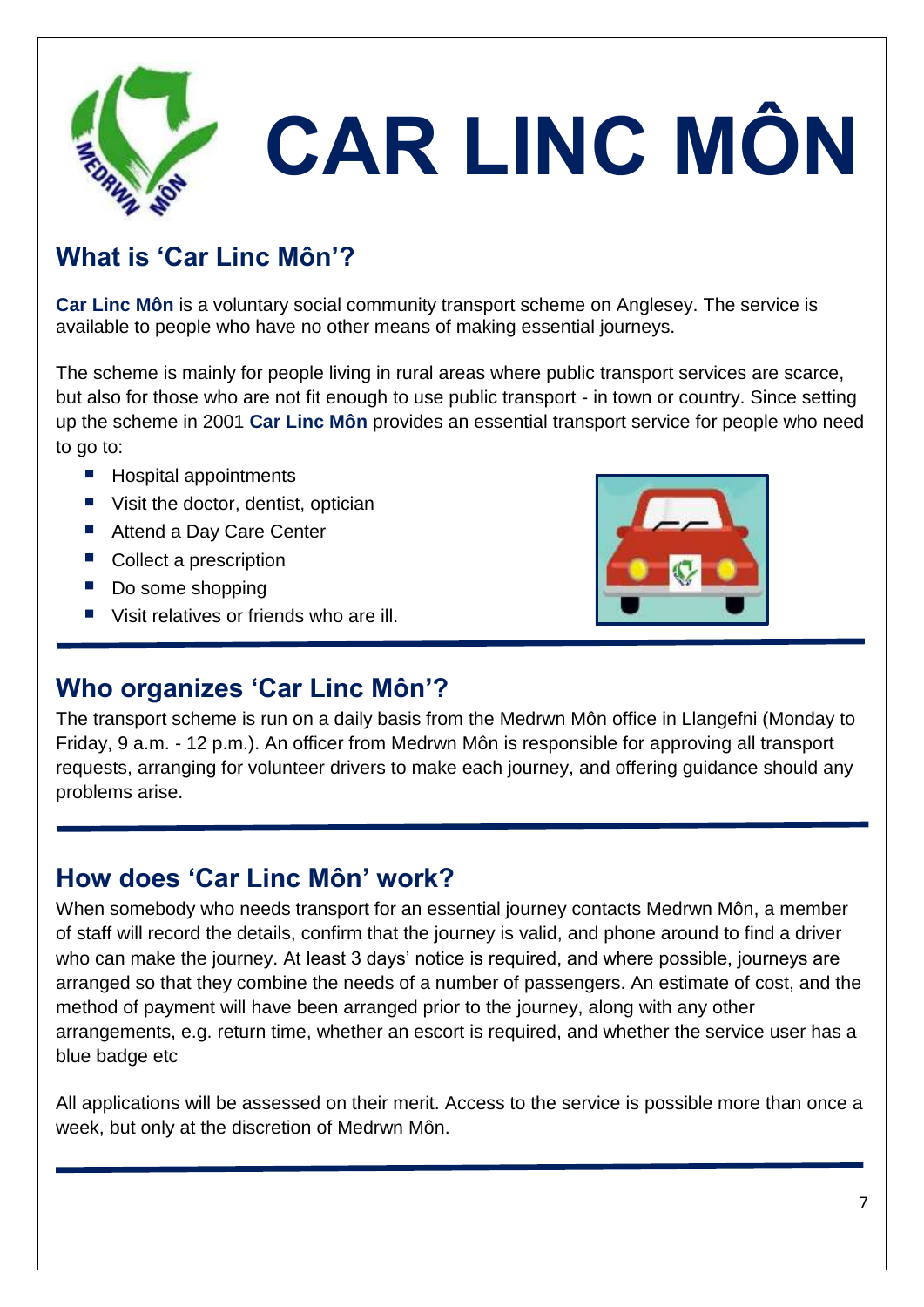# CAR LINC MÔN

## What is 'Car Linc Môn'?

**Car Linc Môn** is a voluntary social community transport scheme on Anglesey. The service is available to people who have no other means of making essential journeys.

The scheme is mainly for people living in rural areas where public transport services are scarce, but also for those who are not fit enough to use public transport - in town or country. Since setting up the scheme in 2001 **Car Linc Môn** provides an essential transport service for people who need to go to:

- Hospital appointments
- Visit the doctor, dentist, optician
- Attend a Day Care Center
- Collect a prescription
- Do some shopping
- Visit relatives or friends who are ill.

## Who organizes 'Car Linc Môn'?

The transport scheme is run on a daily basis from the Medrwn Môn office in Llangefni (Monday to Friday, 9 a.m. - 12 p.m.). An officer from Medrwn Môn is responsible for approving all transport requests, arranging for volunteer drivers to make each journey, and offering guidance should any problems arise.

## How does 'Car Linc Môn' work?

When somebody who needs transport for an essential journey contacts Medrwn Môn, a member of staff will record the details, confirm that the journey is valid, and phone around to find a driver who can make the journey. At least 3 days' notice is required, and where possible, journeys are arranged so that they combine the needs of a number of passengers. An estimate of cost, and the method of payment will have been arranged prior to the journey, along with any other arrangements, e.g. return time, whether an escort is required, and whether the service user has a blue badge etc

All applications will be assessed on their merit. Access to the service is possible more than once a week, but only at the discretion of Medrwn Môn.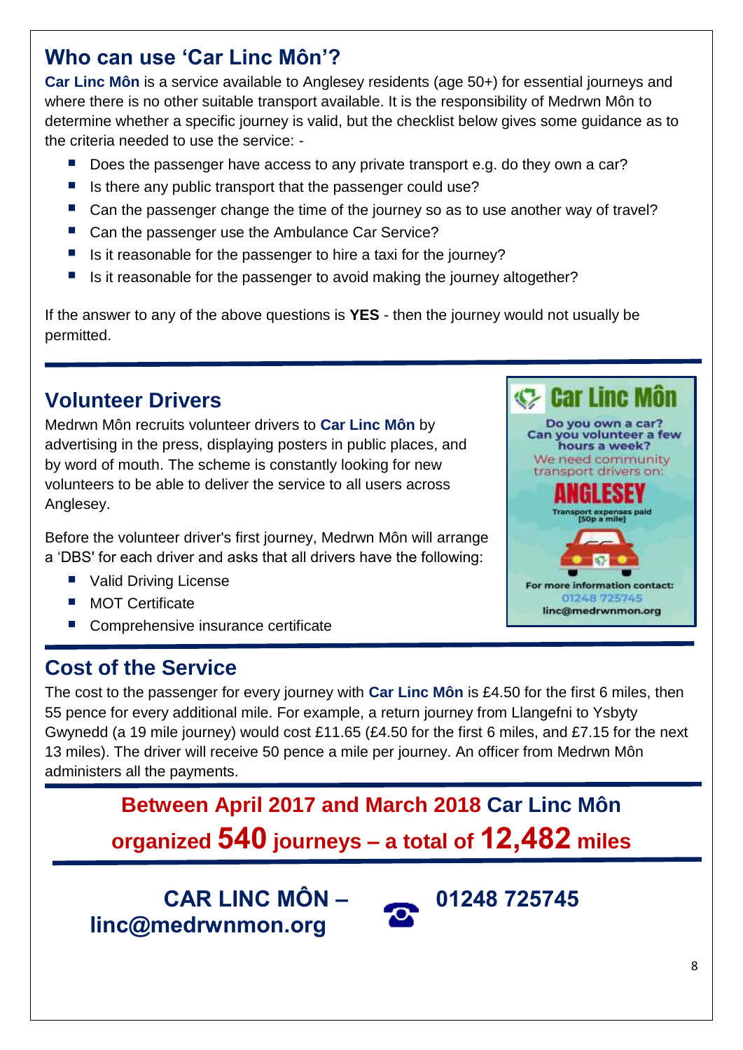## Who can use 'Car Linc Môn'?

**Car Linc Môn** is a service available to Anglesey residents (age 50+) for essential journeys and where there is no other suitable transport available. It is the responsibility of Medrwn Môn to determine whether a specific journey is valid, but the checklist below gives some guidance as to the criteria needed to use the service: -

- Does the passenger have access to any private transport e.g. do they own a car?
- Is there any public transport that the passenger could use?
- Can the passenger change the time of the journey so as to use another way of travel?
- Can the passenger use the Ambulance Car Service?
- Is it reasonable for the passenger to hire a taxi for the journey?
- Is it reasonable for the passenger to avoid making the journey altogether?

If the answer to any of the above questions is **YES** - then the journey would not usually be permitted.

## Volunteer Drivers

Medrwn Môn recruits volunteer drivers to **Car Linc Môn** by advertising in the press, displaying posters in public places, and by word of mouth. The scheme is constantly looking for new volunteers to be able to deliver the service to all users across Anglesey.

Before the volunteer driver's first journey, Medrwn Môn will arrange a 'DBS' for each driver and asks that all drivers have the following:

- Valid Driving License
- MOT Certificate
- Comprehensive insurance certificate

**Car Linc Môn**

Do you own a car? Can you volunteer a few hours a week?

We need community transport drivers on:

**ANGLESEY**

Transport expenses paid [50p a mile]

For more information contact:
01248 725745
linc@medrwnmon.org

## Cost of the Service

The cost to the passenger for every journey with **Car Linc Môn** is £4.50 for the first 6 miles, then 55 pence for every additional mile. For example, a return journey from Llangefni to Ysbyty Gwynedd (a 19 mile journey) would cost £11.65 (£4.50 for the first 6 miles, and £7.15 for the next 13 miles). The driver will receive 50 pence a mile per journey. An officer from Medrwn Môn administers all the payments.

**Between April 2017 and March 2018 Car Linc Môn organized 540 journeys – a total of 12,482 miles**

**CAR LINC MÔN – 01248 725745**
**linc@medrwnmon.org**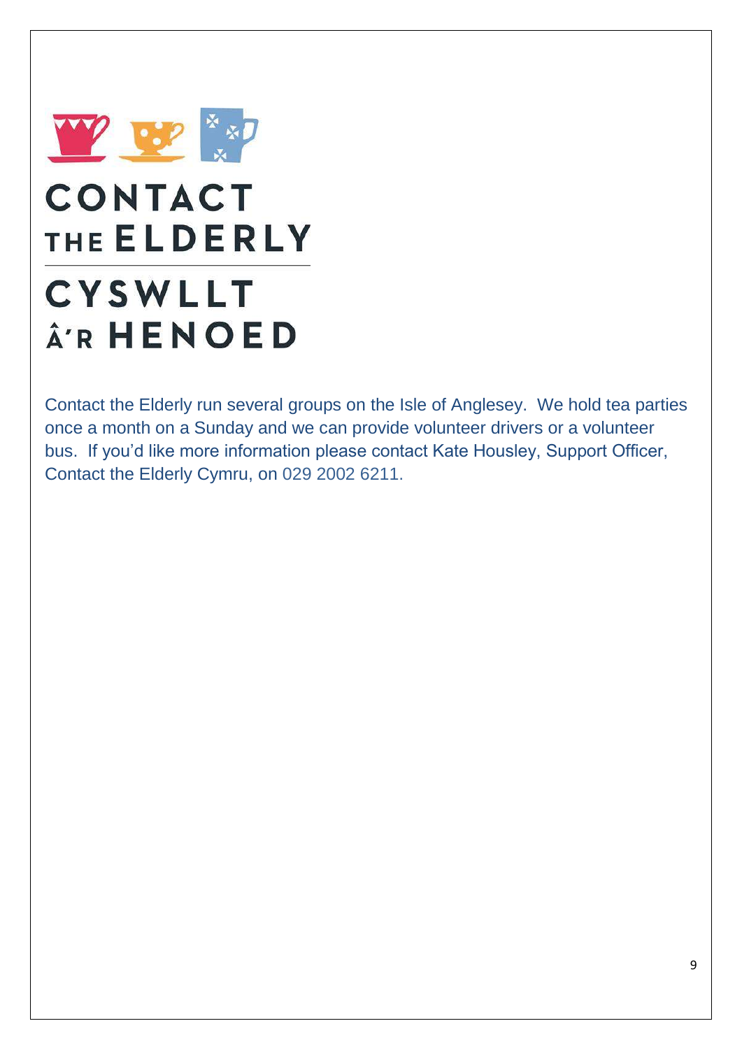# CONTACT THE ELDERLY

# CYSWLLT Â'R HENOED

Contact the Elderly run several groups on the Isle of Anglesey. We hold tea parties once a month on a Sunday and we can provide volunteer drivers or a volunteer bus. If you'd like more information please contact Kate Housley, Support Officer, Contact the Elderly Cymru, on 029 2002 6211.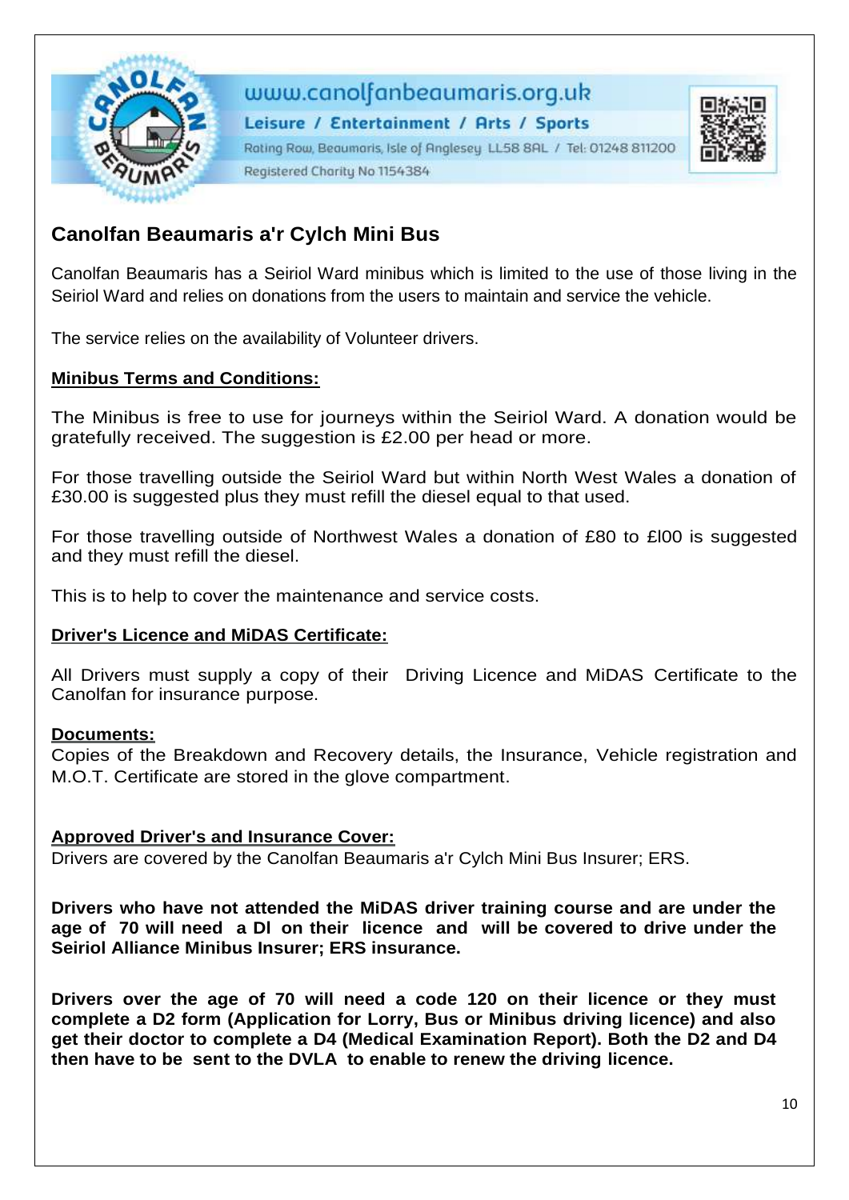www.canolfanbeaumaris.org.uk

**Leisure / Entertainment / Arts / Sports**

Rating Row, Beaumaris, Isle of Anglesey LL58 8AL / Tel: 01248 811200

Registered Charity No 1154384

## Canolfan Beaumaris a'r Cylch Mini Bus

Canolfan Beaumaris has a Seiriol Ward minibus which is limited to the use of those living in the Seiriol Ward and relies on donations from the users to maintain and service the vehicle.

The service relies on the availability of Volunteer drivers.

### Minibus Terms and Conditions:

The Minibus is free to use for journeys within the Seiriol Ward. A donation would be gratefully received. The suggestion is £2.00 per head or more.

For those travelling outside the Seiriol Ward but within North West Wales a donation of £30.00 is suggested plus they must refill the diesel equal to that used.

For those travelling outside of Northwest Wales a donation of £80 to £l00 is suggested and they must refill the diesel.

This is to help to cover the maintenance and service costs.

### Driver's Licence and MiDAS Certificate:

All Drivers must supply a copy of their Driving Licence and MiDAS Certificate to the Canolfan for insurance purpose.

### Documents:

Copies of the Breakdown and Recovery details, the Insurance, Vehicle registration and M.O.T. Certificate are stored in the glove compartment.

### Approved Driver's and Insurance Cover:

Drivers are covered by the Canolfan Beaumaris a'r Cylch Mini Bus Insurer; ERS.

**Drivers who have not attended the MiDAS driver training course and are under the age of 70 will need a Dl on their licence and will be covered to drive under the Seiriol Alliance Minibus Insurer; ERS insurance.**

**Drivers over the age of 70 will need a code 120 on their licence or they must complete a D2 form (Application for Lorry, Bus or Minibus driving licence) and also get their doctor to complete a D4 (Medical Examination Report). Both the D2 and D4 then have to be sent to the DVLA to enable to renew the driving licence.**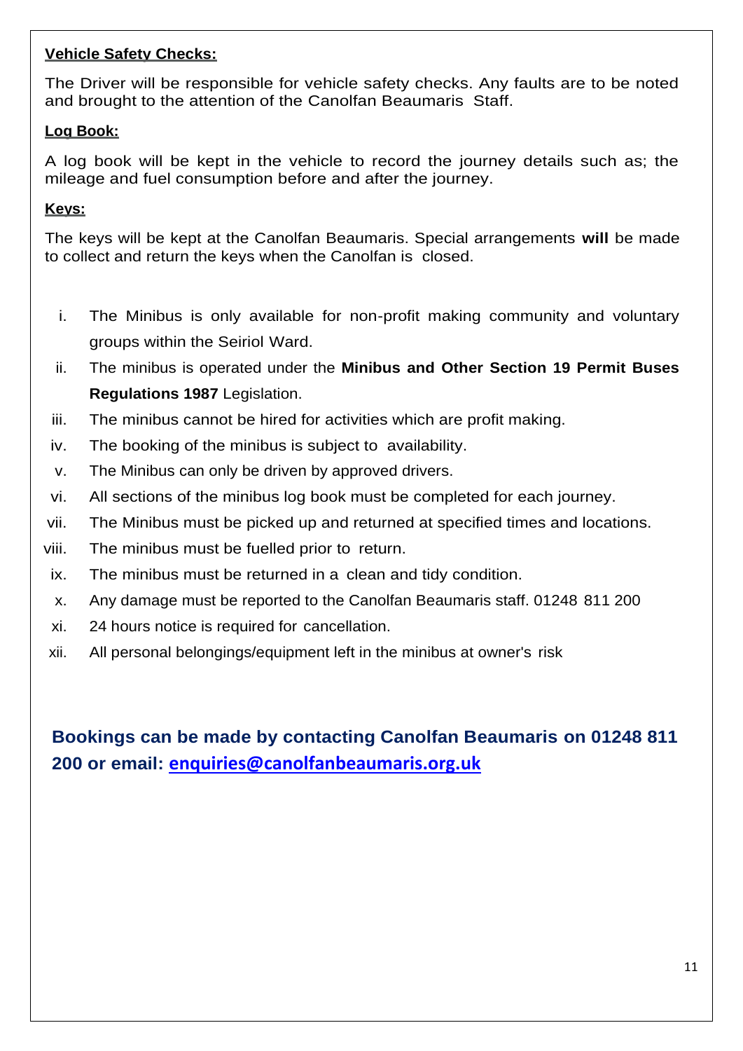**Vehicle Safety Checks:**

The Driver will be responsible for vehicle safety checks. Any faults are to be noted and brought to the attention of the Canolfan Beaumaris Staff.

**Log Book:**

A log book will be kept in the vehicle to record the journey details such as; the mileage and fuel consumption before and after the journey.

**Keys:**

The keys will be kept at the Canolfan Beaumaris. Special arrangements **will** be made to collect and return the keys when the Canolfan is closed.

i. The Minibus is only available for non-profit making community and voluntary groups within the Seiriol Ward.
ii. The minibus is operated under the **Minibus and Other Section 19 Permit Buses Regulations 1987** Legislation.
iii. The minibus cannot be hired for activities which are profit making.
iv. The booking of the minibus is subject to availability.
v. The Minibus can only be driven by approved drivers.
vi. All sections of the minibus log book must be completed for each journey.
vii. The Minibus must be picked up and returned at specified times and locations.
viii. The minibus must be fuelled prior to return.
ix. The minibus must be returned in a clean and tidy condition.
x. Any damage must be reported to the Canolfan Beaumaris staff. 01248 811 200
xi. 24 hours notice is required for cancellation.
xii. All personal belongings/equipment left in the minibus at owner's risk

**Bookings can be made by contacting Canolfan Beaumaris on 01248 811 200 or email: [enquiries@canolfanbeaumaris.org.uk](mailto:enquiries@canolfanbeaumaris.org.uk)**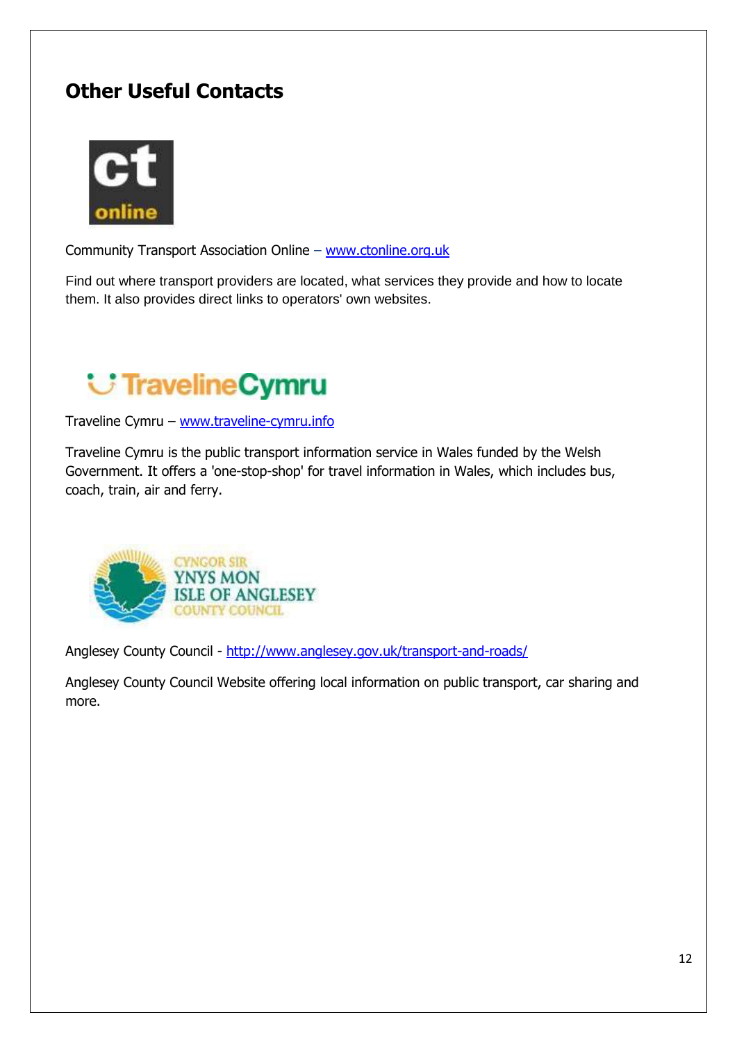## Other Useful Contacts

Community Transport Association Online – [www.ctonline.org.uk](http://www.ctonline.org.uk)

Find out where transport providers are located, what services they provide and how to locate them. It also provides direct links to operators' own websites.

Traveline Cymru – [www.traveline-cymru.info](http://www.traveline-cymru.info)

Traveline Cymru is the public transport information service in Wales funded by the Welsh Government. It offers a 'one-stop-shop' for travel information in Wales, which includes bus, coach, train, air and ferry.

Anglesey County Council - [http://www.anglesey.gov.uk/transport-and-roads/](http://www.anglesey.gov.uk/transport-and-roads/)

Anglesey County Council Website offering local information on public transport, car sharing and more.